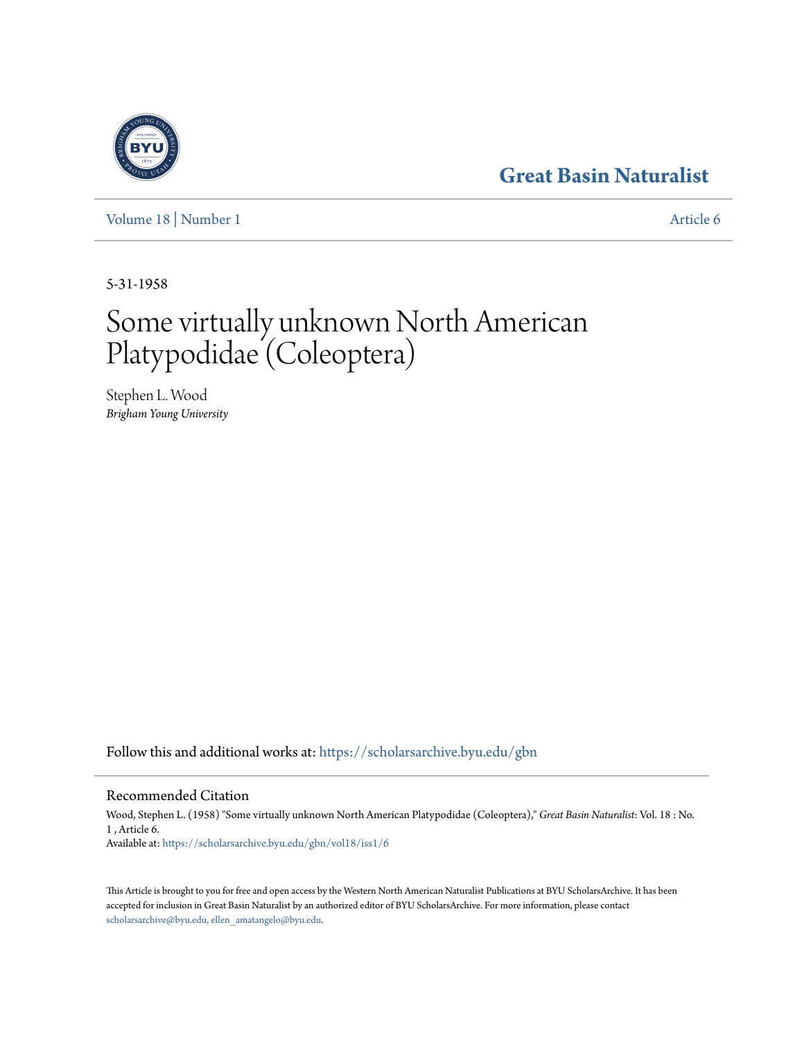Great Basin Naturalist

Volume 18 | Number 1 — Article 6

5-31-1958

# Some virtually unknown North American Platypodidae (Coleoptera)

Stephen L. Wood
*Brigham Young University*

Follow this and additional works at: https://scholarsarchive.byu.edu/gbn

## Recommended Citation

Wood, Stephen L. (1958) "Some virtually unknown North American Platypodidae (Coleoptera)," *Great Basin Naturalist*: Vol. 18 : No. 1 , Article 6.
Available at: https://scholarsarchive.byu.edu/gbn/vol18/iss1/6

This Article is brought to you for free and open access by the Western North American Naturalist Publications at BYU ScholarsArchive. It has been accepted for inclusion in Great Basin Naturalist by an authorized editor of BYU ScholarsArchive. For more information, please contact scholarsarchive@byu.edu, ellen_amatangelo@byu.edu.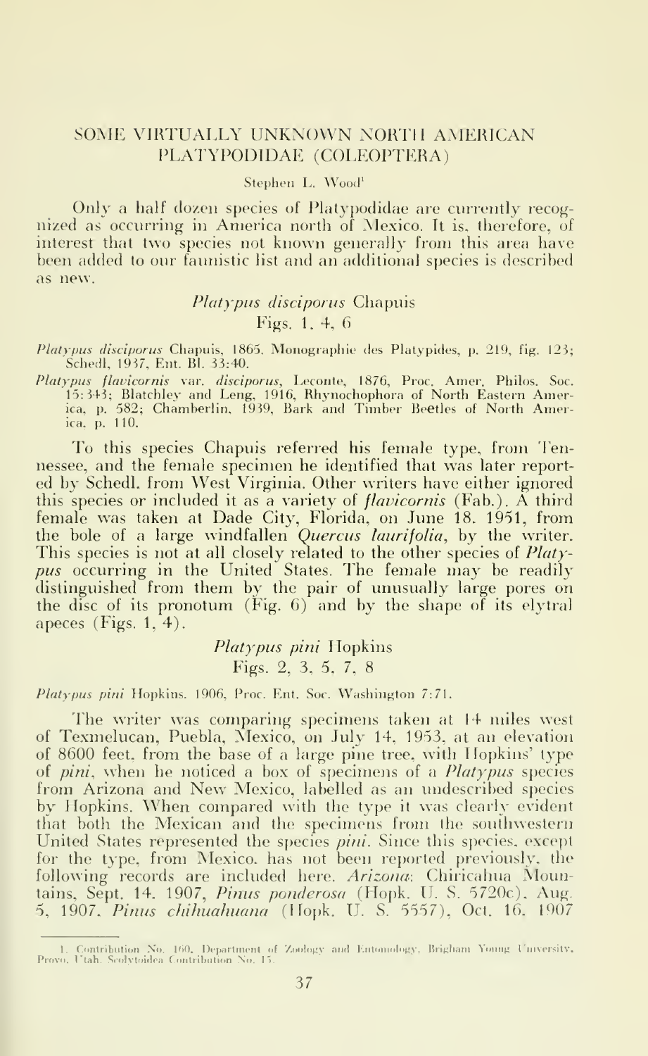# SOME VIRTUALLY UNKNOWN NORTH AMERICAN PLATYPODIDAE (COLEOPTERA)

Stephen L. Wood[1]

Only a half dozen species of Platypodidae are currently recognized as occurring in America north of Mexico. It is, therefore, of interest that two species not known generally from this area have been added to our faunistic list and an additional species is described as new.

## *Platypus disciporus* Chapuis

Figs. 1, 4, 6

*Platypus disciporus* Chapuis, 1865, Monographie des Platypides, p. 219, fig. 123; Schedl, 1937, Ent. Bl. 33:40.

*Platypus flavicornis* var. *disciporus*, Leconte, 1876, Proc. Amer. Philos. Soc. 15:343; Blatchley and Leng, 1916, Rhynochophora of North Eastern America, p. 582; Chamberlin, 1939, Bark and Timber Beetles of North America, p. 110.

To this species Chapuis referred his female type, from Tennessee, and the female specimen he identified that was later reported by Schedl, from West Virginia. Other writers have either ignored this species or included it as a variety of *flavicornis* (Fab.). A third female was taken at Dade City, Florida, on June 18, 1951, from the bole of a large windfallen *Quercus laurifolia*, by the writer. This species is not at all closely related to the other species of *Platypus* occurring in the United States. The female may be readily distinguished from them by the pair of unusually large pores on the disc of its pronotum (Fig. 6) and by the shape of its elytral apeces (Figs. 1, 4).

## *Platypus pini* Hopkins

Figs. 2, 3, 5, 7, 8

*Platypus pini* Hopkins, 1906, Proc. Ent. Soc. Washington 7:71.

The writer was comparing specimens taken at 14 miles west of Texmelucan, Puebla, Mexico, on July 14, 1953, at an elevation of 8600 feet, from the base of a large pine tree, with Hopkins' type of *pini*, when he noticed a box of specimens of a *Platypus* species from Arizona and New Mexico, labelled as an undescribed species by Hopkins. When compared with the type it was clearly evident that both the Mexican and the specimens from the southwestern United States represented the species *pini*. Since this species, except for the type, from Mexico, has not been reported previously, the following records are included here. *Arizona*: Chiricahua Mountains, Sept. 14, 1907, *Pinus ponderosa* (Hopk. U. S. 5720c), Aug. 5, 1907, *Pinus chihuahuana* (Hopk. U. S. 5557), Oct. 16, 1907

---

1. Contribution No. 160, Department of Zoology and Entomology, Brigham Young University, Provo, Utah. Scolytoidea Contribution No. 15.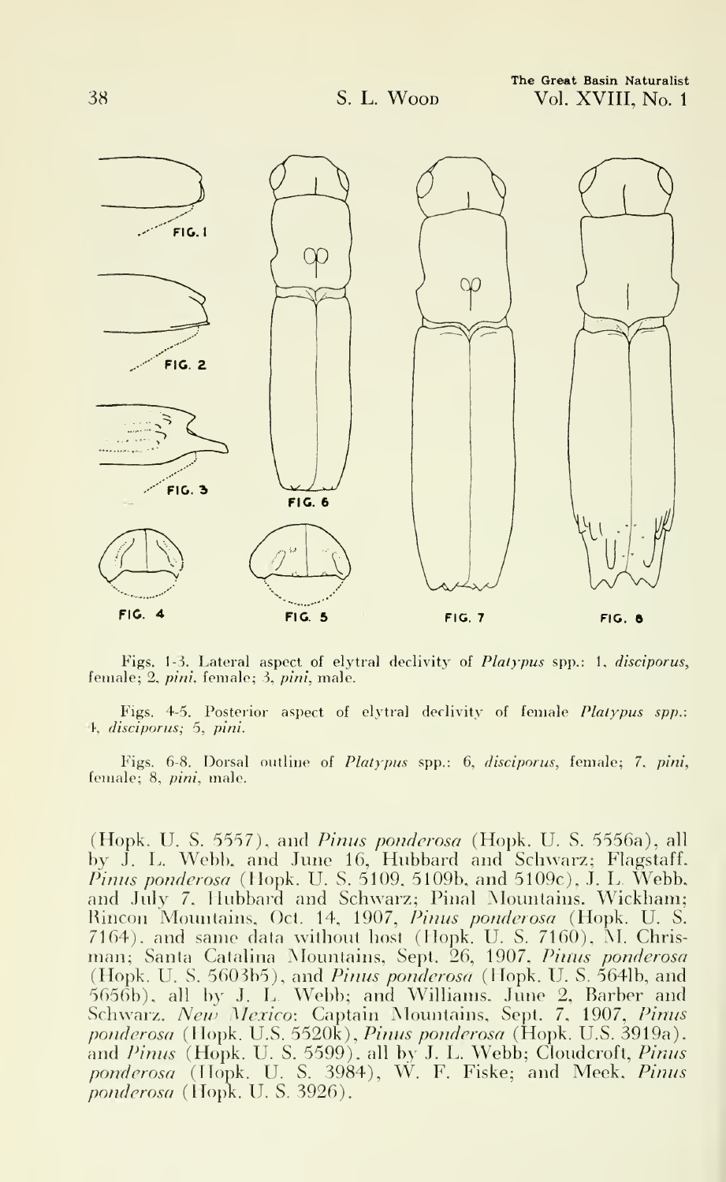Figs. 1-3. Lateral aspect of elytral declivity of *Platypus* spp.: 1, *disciporus*, female; 2, *pini*, female; 3, *pini*, male.

Figs. 4-5. Posterior aspect of elytral declivity of female *Platypus spp.*: 4, *disciporus*; 5, *pini*.

Figs. 6-8. Dorsal outline of *Platypus* spp.: 6, *disciporus*, female; 7, *pini*, female; 8, *pini*, male.

(Hopk. U. S. 5557), and *Pinus ponderosa* (Hopk. U. S. 5556a), all by J. L. Webb, and June 16, Hubbard and Schwarz; Flagstaff, *Pinus ponderosa* (Hopk. U. S. 5109, 5109b, and 5109c), J. L. Webb, and July 7, Hubbard and Schwarz; Pinal Mountains, Wickham; Rincon Mountains, Oct. 14, 1907, *Pinus ponderosa* (Hopk. U. S. 7164), and same data without host (Hopk. U. S. 7160), M. Chrisman; Santa Catalina Mountains, Sept. 26, 1907, *Pinus ponderosa* (Hopk. U. S. 5603b5), and *Pinus ponderosa* (Hopk. U. S. 5641b, and 5656b), all by J. L. Webb; and Williams, June 2, Barber and Schwarz. *New Mexico*: Captain Mountains, Sept. 7, 1907, *Pinus ponderosa* (Hopk. U.S. 5520k), *Pinus ponderosa* (Hopk. U.S. 3919a), and *Pinus* (Hopk. U. S. 5599), all by J. L. Webb; Cloudcroft, *Pinus ponderosa* (Hopk. U. S. 3984), W. F. Fiske; and Meek, *Pinus ponderosa* (Hopk. U. S. 3926).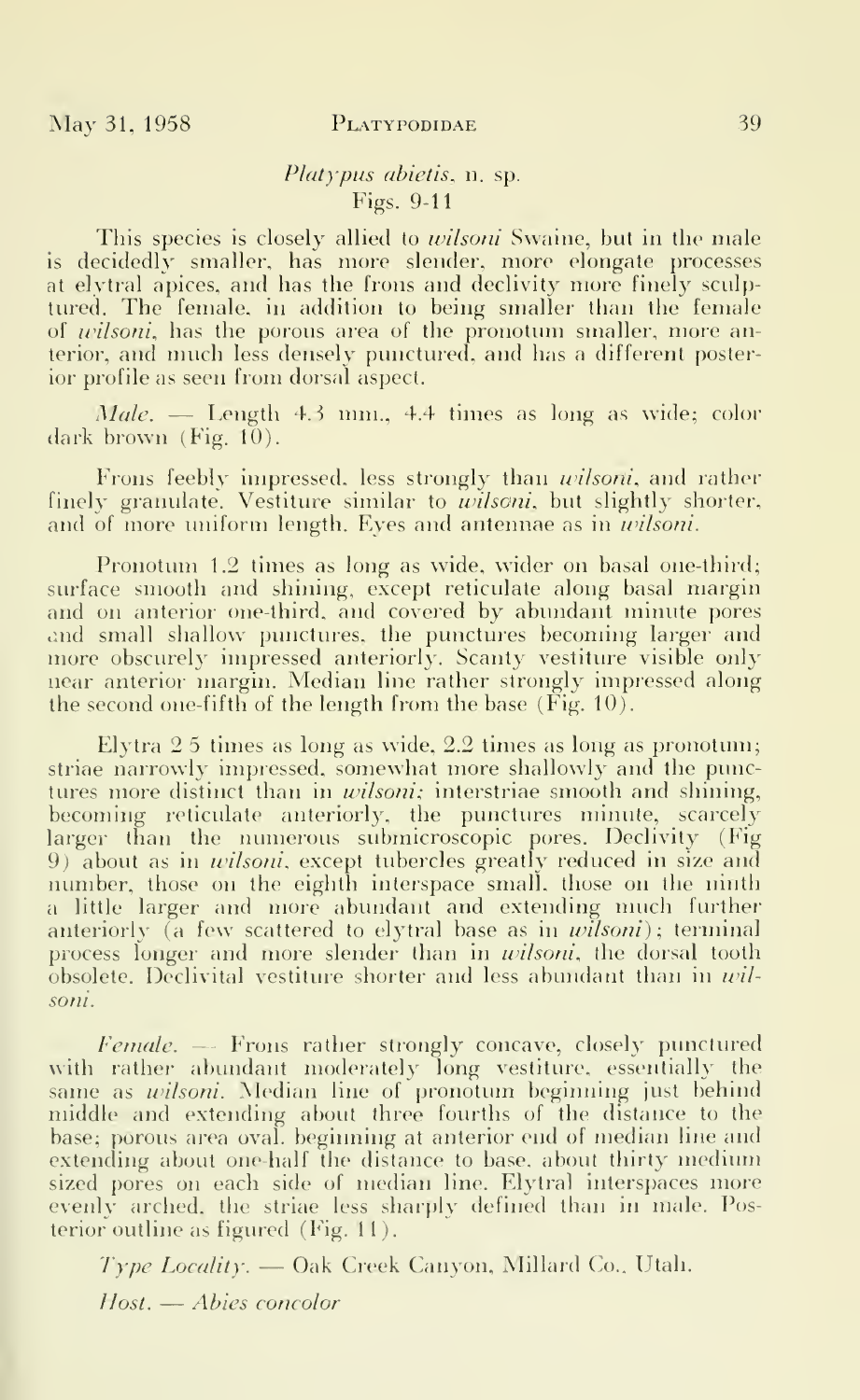### *Platypus abietis*, n. sp.
Figs. 9-11

This species is closely allied to *wilsoni* Swaine, but in the male is decidedly smaller, has more slender, more elongate processes at elytral apices, and has the frons and declivity more finely sculptured. The female, in addition to being smaller than the female of *wilsoni*, has the porous area of the pronotum smaller, more anterior, and much less densely punctured, and has a different posterior profile as seen from dorsal aspect.

*Male.* — Length 4.3 mm., 4.4 times as long as wide; color dark brown (Fig. 10).

Frons feebly impressed, less strongly than *wilsoni*, and rather finely granulate. Vestiture similar to *wilsoni*, but slightly shorter, and of more uniform length. Eyes and antennae as in *wilsoni*.

Pronotum 1.2 times as long as wide, wider on basal one-third; surface smooth and shining, except reticulate along basal margin and on anterior one-third, and covered by abundant minute pores and small shallow punctures, the punctures becoming larger and more obscurely impressed anteriorly. Scanty vestiture visible only near anterior margin. Median line rather strongly impressed along the second one-fifth of the length from the base (Fig. 10).

Elytra 2.5 times as long as wide, 2.2 times as long as pronotum; striae narrowly impressed, somewhat more shallowly and the punctures more distinct than in *wilsoni*; interstriae smooth and shining, becoming reticulate anteriorly, the punctures minute, scarcely larger than the numerous submicroscopic pores. Declivity (Fig 9) about as in *wilsoni*, except tubercles greatly reduced in size and number, those on the eighth interspace small, those on the ninth a little larger and more abundant and extending much further anteriorly (a few scattered to elytral base as in *wilsoni*); terminal process longer and more slender than in *wilsoni*, the dorsal tooth obsolete. Declivital vestiture shorter and less abundant than in *wilsoni*.

*Female.* — Frons rather strongly concave, closely punctured with rather abundant moderately long vestiture, essentially the same as *wilsoni*. Median line of pronotum beginning just behind middle and extending about three fourths of the distance to the base; porous area oval, beginning at anterior end of median line and extending about one-half the distance to base, about thirty medium sized pores on each side of median line. Elytral interspaces more evenly arched, the striae less sharply defined than in male. Posterior outline as figured (Fig. 11).

*Type Locality.* — Oak Creek Canyon, Millard Co., Utah.

*Host.* — *Abies concolor*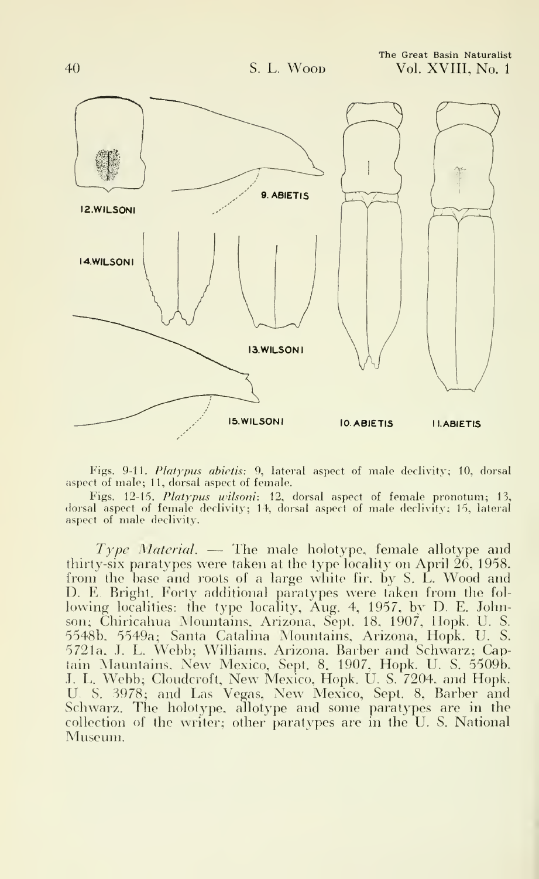12.WILSONI

9. ABIETIS

14.WILSONI

13.WILSONI

15.WILSONI

10. ABIETIS

11.ABIETIS

Figs. 9-11. *Platypus abietis*: 9, lateral aspect of male declivity; 10, dorsal aspect of male; 11, dorsal aspect of female.

Figs. 12-15. *Platypus wilsoni*: 12, dorsal aspect of female pronotum; 13, dorsal aspect of female declivity; 14, dorsal aspect of male declivity; 15, lateral aspect of male declivity.

*Type Material.* — The male holotype, female allotype and thirty-six paratypes were taken at the type locality on April 26, 1958. from the base and roots of a large white fir, by S. L. Wood and D. E. Bright. Forty additional paratypes were taken from the following localities: the type locality, Aug. 4, 1957, by D. E. Johnson; Chiricahua Mountains, Arizona, Sept. 18, 1907, Hopk. U. S. 5548b, 5549a; Santa Catalina Mountains, Arizona, Hopk. U. S. 5721a, J. L. Webb; Williams, Arizona, Barber and Schwarz; Captain Mauntains, New Mexico, Sept. 8, 1907, Hopk. U. S. 5509b, J. L. Webb; Cloudcroft, New Mexico, Hopk. U. S. 7204, and Hopk. U. S. 3978; and Las Vegas, New Mexico, Sept. 8, Barber and Schwarz. The holotype, allotype and some paratypes are in the collection of the writer; other paratypes are in the U. S. National Museum.